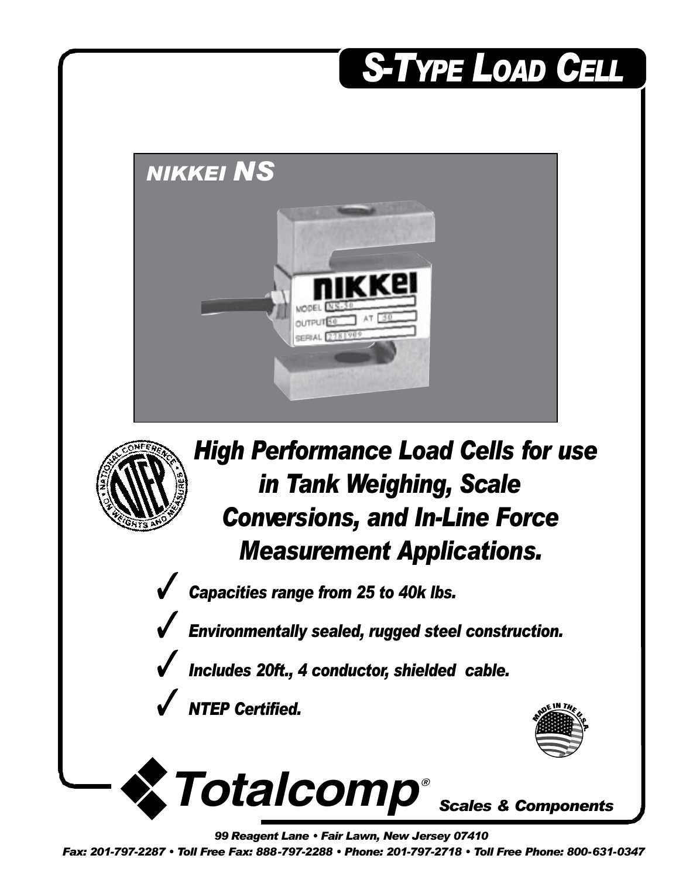# S-TYPE LOAD CELL

## NIKKEI NS

### *High Performance Load Cells for use in Tank Weighing, Scale Conversions, and In-Line Force Measurement Applications.*

- ✓ *Capacities range from 25 to 40k lbs.*
- ✓ *Environmentally sealed, rugged steel construction.*
- ✓ *Includes 20ft., 4 conductor, shielded cable.*
- ✓ *NTEP Certified.*

**Totalcomp®** *Scales & Components*

*99 Reagent Lane • Fair Lawn, New Jersey 07410*

*Fax: 201-797-2287 • Toll Free Fax: 888-797-2288 • Phone: 201-797-2718 • Toll Free Phone: 800-631-0347*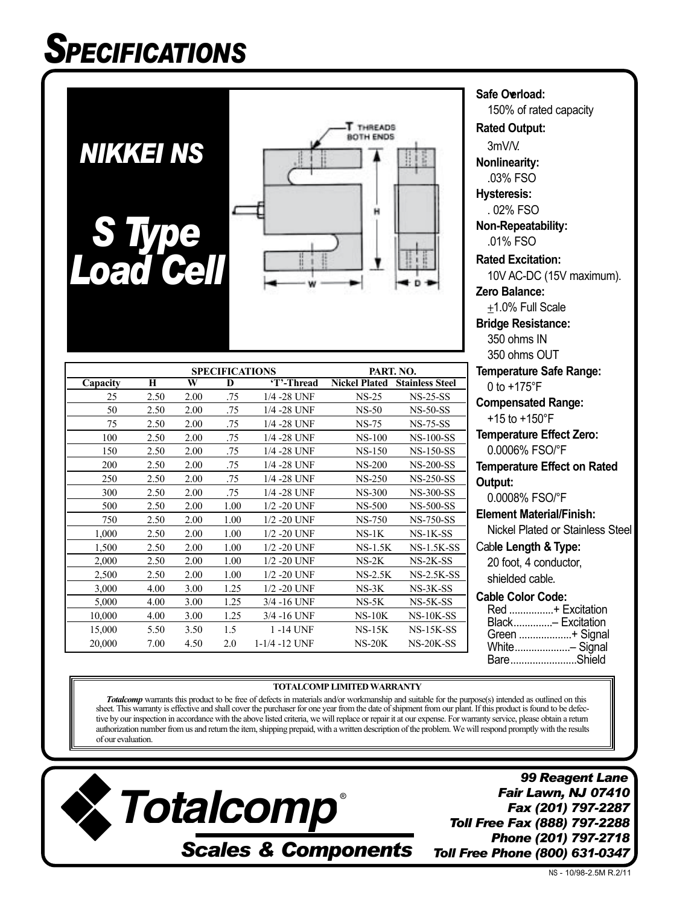# SPECIFICATIONS

## NIKKEI NS

## S Type Load Cell

T THREADS BOTH ENDS

H

W

D

| SPECIFICATIONS | | | | | PART. NO. | |
|---|---|---|---|---|---|---|
| Capacity | H | W | D | 'T'-Thread | Nickel Plated | Stainless Steel |
| 25 | 2.50 | 2.00 | .75 | 1/4 -28 UNF | NS-25 | NS-25-SS |
| 50 | 2.50 | 2.00 | .75 | 1/4 -28 UNF | NS-50 | NS-50-SS |
| 75 | 2.50 | 2.00 | .75 | 1/4 -28 UNF | NS-75 | NS-75-SS |
| 100 | 2.50 | 2.00 | .75 | 1/4 -28 UNF | NS-100 | NS-100-SS |
| 150 | 2.50 | 2.00 | .75 | 1/4 -28 UNF | NS-150 | NS-150-SS |
| 200 | 2.50 | 2.00 | .75 | 1/4 -28 UNF | NS-200 | NS-200-SS |
| 250 | 2.50 | 2.00 | .75 | 1/4 -28 UNF | NS-250 | NS-250-SS |
| 300 | 2.50 | 2.00 | .75 | 1/4 -28 UNF | NS-300 | NS-300-SS |
| 500 | 2.50 | 2.00 | 1.00 | 1/2 -20 UNF | NS-500 | NS-500-SS |
| 750 | 2.50 | 2.00 | 1.00 | 1/2 -20 UNF | NS-750 | NS-750-SS |
| 1,000 | 2.50 | 2.00 | 1.00 | 1/2 -20 UNF | NS-1K | NS-1K-SS |
| 1,500 | 2.50 | 2.00 | 1.00 | 1/2 -20 UNF | NS-1.5K | NS-1.5K-SS |
| 2,000 | 2.50 | 2.00 | 1.00 | 1/2 -20 UNF | NS-2K | NS-2K-SS |
| 2,500 | 2.50 | 2.00 | 1.00 | 1/2 -20 UNF | NS-2.5K | NS-2.5K-SS |
| 3,000 | 4.00 | 3.00 | 1.25 | 1/2 -20 UNF | NS-3K | NS-3K-SS |
| 5,000 | 4.00 | 3.00 | 1.25 | 3/4 -16 UNF | NS-5K | NS-5K-SS |
| 10,000 | 4.00 | 3.00 | 1.25 | 3/4 -16 UNF | NS-10K | NS-10K-SS |
| 15,000 | 5.50 | 3.50 | 1.5 | 1 -14 UNF | NS-15K | NS-15K-SS |
| 20,000 | 7.00 | 4.50 | 2.0 | 1-1/4 -12 UNF | NS-20K | NS-20K-SS |

**Safe Overload:**
150% of rated capacity

**Rated Output:**
3mV/V.

**Nonlinearity:**
.03% FSO

**Hysteresis:**
. 02% FSO

**Non-Repeatability:**
.01% FSO

**Rated Excitation:**
10V AC-DC (15V maximum).

**Zero Balance:**
±1.0% Full Scale

**Bridge Resistance:**
350 ohms IN
350 ohms OUT

**Temperature Safe Range:**
0 to +175°F

**Compensated Range:**
+15 to +150°F

**Temperature Effect Zero:**
0.0006% FSO/°F

**Temperature Effect on Rated Output:**
0.0008% FSO/°F

**Element Material/Finish:**
Nickel Plated or Stainless Steel

**Cable Length & Type:**
20 foot, 4 conductor, shielded cable.

**Cable Color Code:**
Red ................+ Excitation
Black..............– Excitation
Green ...................+ Signal
White....................– Signal
Bare........................Shield

**TOTALCOMP LIMITED WARRANTY**

***Totalcomp*** warrants this product to be free of defects in materials and/or workmanship and suitable for the purpose(s) intended as outlined on this sheet. This warranty is effective and shall cover the purchaser for one year from the date of shipment from our plant. If this product is found to be defective by our inspection in accordance with the above listed criteria, we will replace or repair it at our expense. For warranty service, please obtain a return authorization number from us and return the item, shipping prepaid, with a written description of the problem. We will respond promptly with the results of our evaluation.

**Totalcomp®**
***Scales & Components***

*99 Reagent Lane*
*Fair Lawn, NJ 07410*
*Fax (201) 797-2287*
*Toll Free Fax (888) 797-2288*
*Phone (201) 797-2718*
*Toll Free Phone (800) 631-0347*

NS - 10/98-2.5M R.2/11